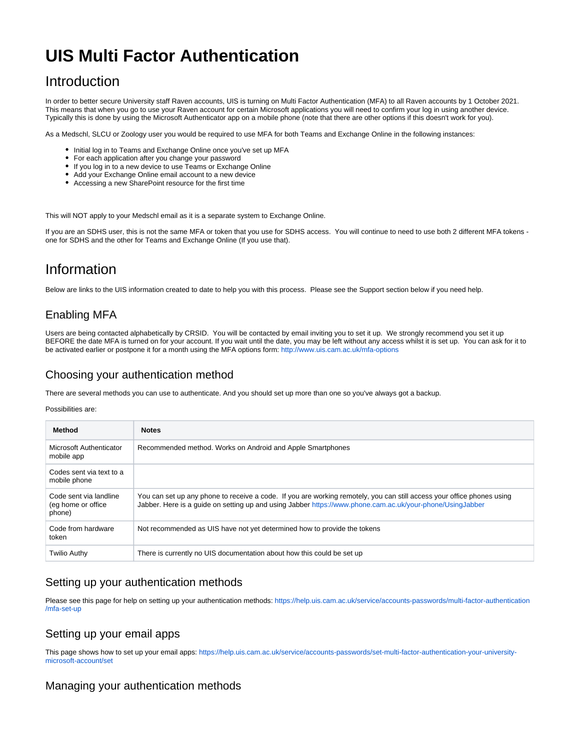# UIS Multi Factor Authentication

## Introduction

In order to better secure University staff Raven accounts, UIS is turning on Multi Factor Authentication (MFA) to all Raven accounts by 1 October 2021. This means that when you go to use your Raven account for certain Microsoft applications you will need to confirm your log in using another device. Typically this is done by using the Microsoft Authenticator app on a mobile phone (note that there are other options if this doesn't work for you).

As a Medschl, SLCU or Zoology user you would be required to use MFA for both Teams and Exchange Online in the following instances:

- Initial log in to Teams and Exchange Online once you've set up MFA
- For each application after you change your password
- If you log in to a new device to use Teams or Exchange Online
- Add your Exchange Online email account to a new device
- Accessing a new SharePoint resource for the first time

This will NOT apply to your Medschl email as it is a separate system to Exchange Online.

If you are an SDHS user, this is not the same MFA or token that you use for SDHS access. You will continue to need to use both 2 different MFA tokens - one for SDHS and the other for Teams and Exchange Online (If you use that).

## Information

Below are links to the UIS information created to date to help you with this process. Please see the Support section below if you need help.

### Enabling MFA

Users are being contacted alphabetically by CRSID. You will be contacted by email inviting you to set it up. We strongly recommend you set it up BEFORE the date MFA is turned on for your account. If you wait until the date, you may be left without any access whilst it is set up. You can ask for it to be activated earlier or postpone it for a month using the MFA options form: http://www.uis.cam.ac.uk/mfa-options

### Choosing your authentication method

There are several methods you can use to authenticate. And you should set up more than one so you've always got a backup.

Possibilities are:

| Method | Notes |
|---|---|
| Microsoft Authenticator mobile app | Recommended method. Works on Android and Apple Smartphones |
| Codes sent via text to a mobile phone | |
| Code sent via landline (eg home or office phone) | You can set up any phone to receive a code. If you are working remotely, you can still access your office phones using Jabber. Here is a guide on setting up and using Jabber https://www.phone.cam.ac.uk/your-phone/UsingJabber |
| Code from hardware token | Not recommended as UIS have not yet determined how to provide the tokens |
| Twilio Authy | There is currently no UIS documentation about how this could be set up |

### Setting up your authentication methods

Please see this page for help on setting up your authentication methods: https://help.uis.cam.ac.uk/service/accounts-passwords/multi-factor-authentication/mfa-set-up

### Setting up your email apps

This page shows how to set up your email apps: https://help.uis.cam.ac.uk/service/accounts-passwords/set-multi-factor-authentication-your-university-microsoft-account/set

### Managing your authentication methods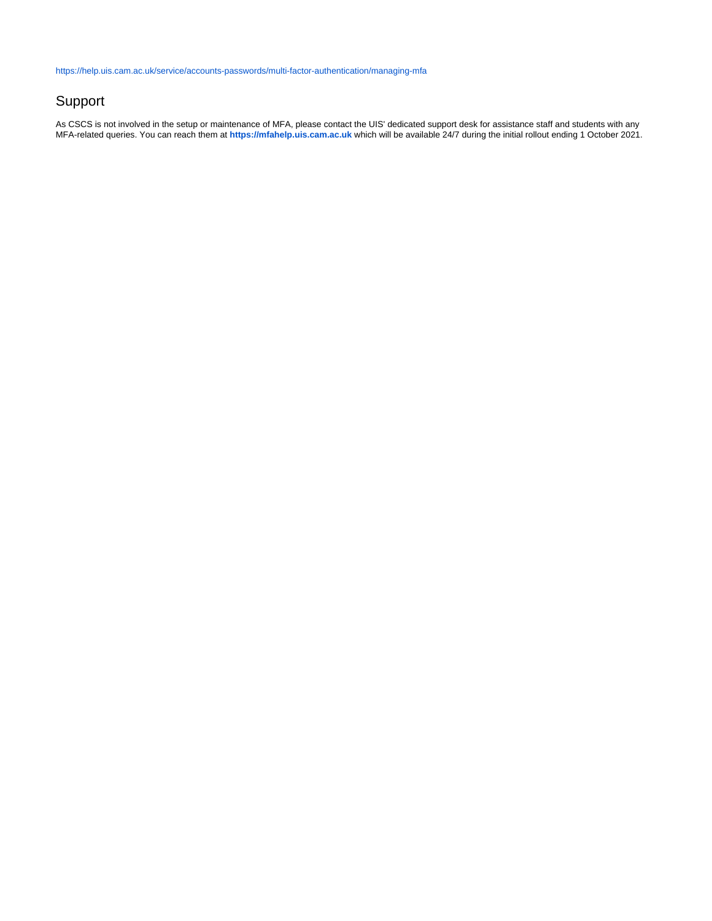https://help.uis.cam.ac.uk/service/accounts-passwords/multi-factor-authentication/managing-mfa

## Support

As CSCS is not involved in the setup or maintenance of MFA, please contact the UIS' dedicated support desk for assistance staff and students with any MFA-related queries. You can reach them at **https://mfahelp.uis.cam.ac.uk** which will be available 24/7 during the initial rollout ending 1 October 2021.